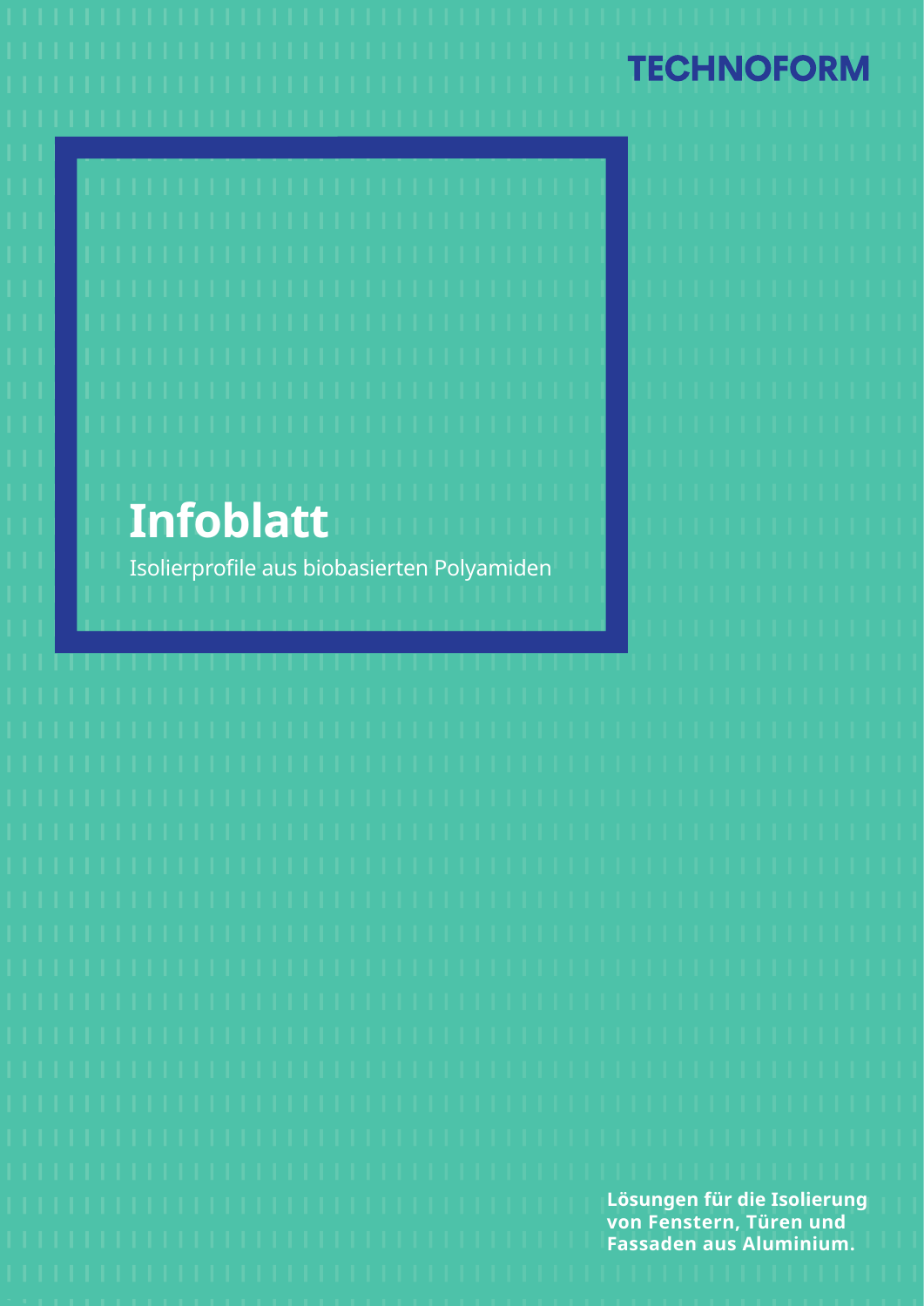TECHNOFORM

# Infoblatt

Isolierprofile aus biobasierten Polyamiden

**Lösungen für die Isolierung von Fenstern, Türen und Fassaden aus Aluminium.**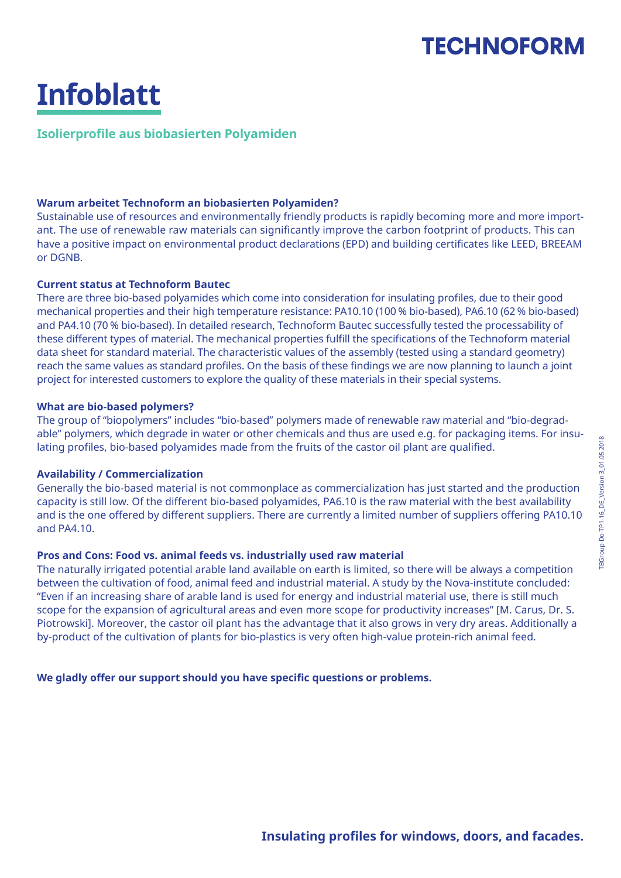# Infoblatt

**Isolierprofile aus biobasierten Polyamiden**

**Warum arbeitet Technoform an biobasierten Polyamiden?**

Sustainable use of resources and environmentally friendly products is rapidly becoming more and more important. The use of renewable raw materials can significantly improve the carbon footprint of products. This can have a positive impact on environmental product declarations (EPD) and building certificates like LEED, BREEAM or DGNB.

**Current status at Technoform Bautec**

There are three bio-based polyamides which come into consideration for insulating profiles, due to their good mechanical properties and their high temperature resistance: PA10.10 (100 % bio-based), PA6.10 (62 % bio-based) and PA4.10 (70 % bio-based). In detailed research, Technoform Bautec successfully tested the processability of these different types of material. The mechanical properties fulfill the specifications of the Technoform material data sheet for standard material. The characteristic values of the assembly (tested using a standard geometry) reach the same values as standard profiles. On the basis of these findings we are now planning to launch a joint project for interested customers to explore the quality of these materials in their special systems.

**What are bio-based polymers?**

The group of "biopolymers" includes "bio-based" polymers made of renewable raw material and "bio-degradable" polymers, which degrade in water or other chemicals and thus are used e.g. for packaging items. For insulating profiles, bio-based polyamides made from the fruits of the castor oil plant are qualified.

**Availability / Commercialization**

Generally the bio-based material is not commonplace as commercialization has just started and the production capacity is still low. Of the different bio-based polyamides, PA6.10 is the raw material with the best availability and is the one offered by different suppliers. There are currently a limited number of suppliers offering PA10.10 and PA4.10.

**Pros and Cons: Food vs. animal feeds vs. industrially used raw material**

The naturally irrigated potential arable land available on earth is limited, so there will be always a competition between the cultivation of food, animal feed and industrial material. A study by the Nova-institute concluded: "Even if an increasing share of arable land is used for energy and industrial material use, there is still much scope for the expansion of agricultural areas and even more scope for productivity increases" [M. Carus, Dr. S. Piotrowski]. Moreover, the castor oil plant has the advantage that it also grows in very dry areas. Additionally a by-product of the cultivation of plants for bio-plastics is very often high-value protein-rich animal feed.

**We gladly offer our support should you have specific questions or problems.**

**Insulating profiles for windows, doors, and facades.**